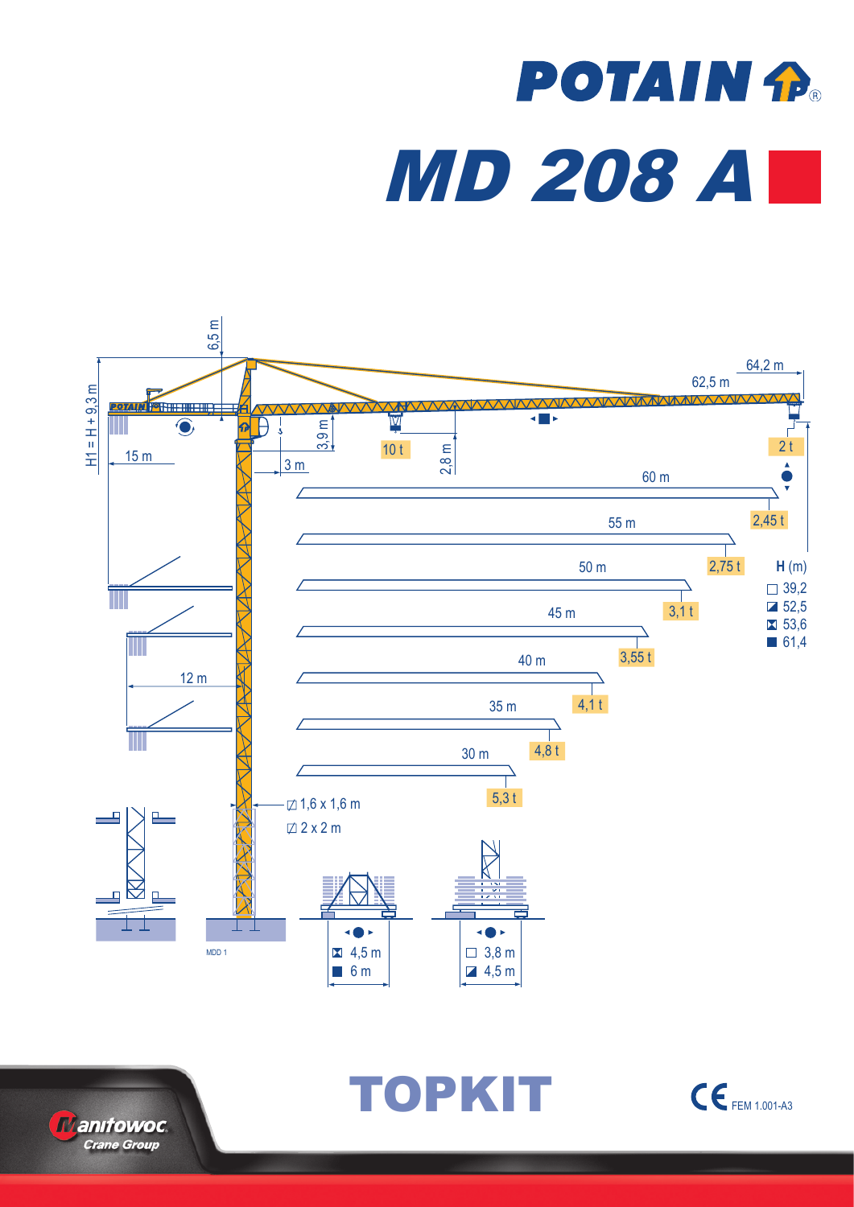# POTAIN

# MD 208 A

6,5 m

H1 = H + 9,3 m

64,2 m

62,5 m

15 m

3,9 m

10 t

2,8 m

2 t

3 m

60 m

2,45 t

55 m

2,75 t

H (m)

50 m

3,1 t

39,2

52,5

45 m

3,55 t

53,6

61,4

40 m

12 m

4,1 t

35 m

4,8 t

30 m

5,3 t

1,6 x 1,6 m

2 x 2 m

MDD 1

4,5 m

6 m

3,8 m

4,5 m

Manitowoc Crane Group

# TOPKIT

CE FEM 1.001-A3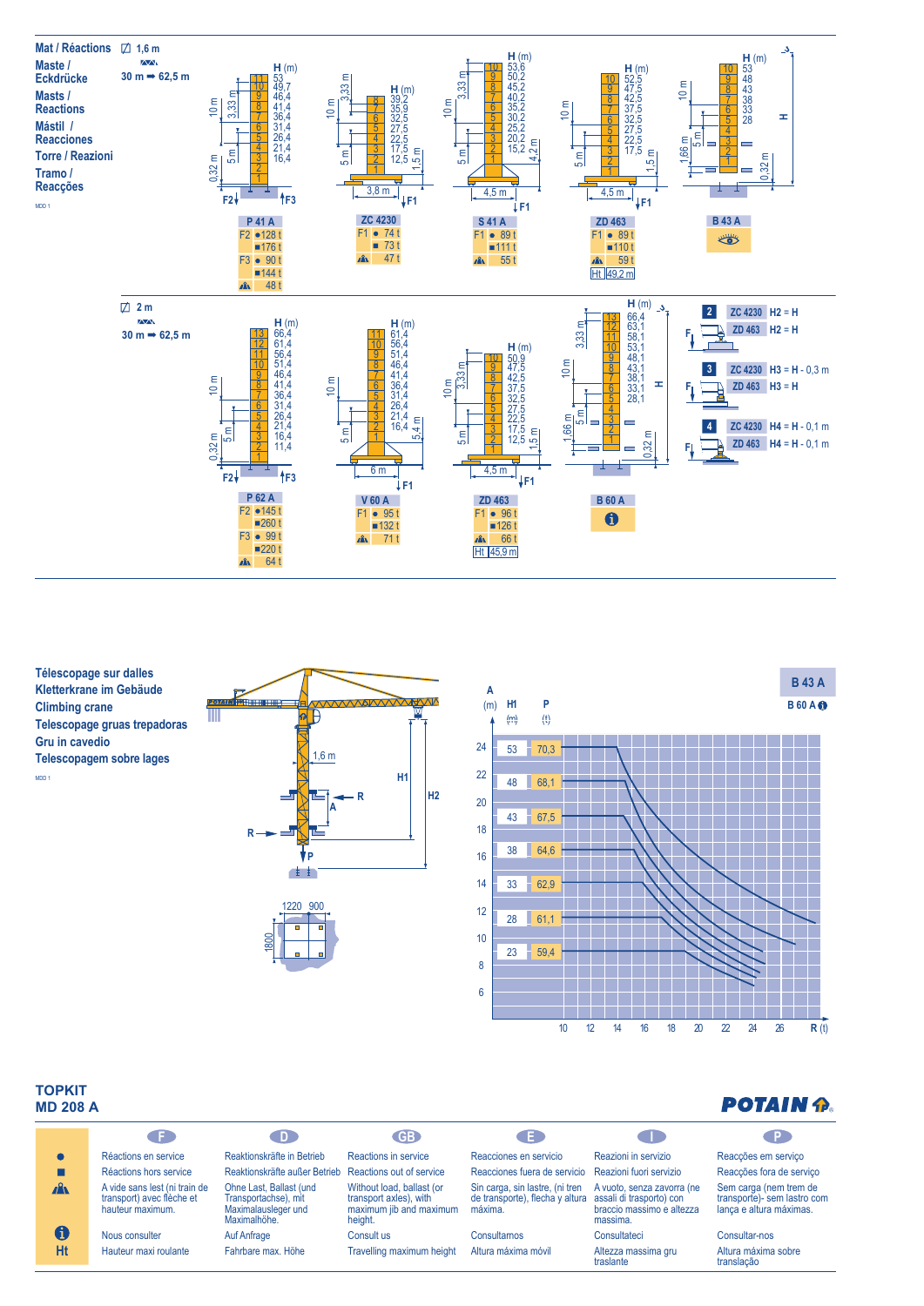## Mat / Réactions
## Maste / Eckdrücke
## Masts / Reactions
## Mástil / Reacciones
## Torre / Reazioni
## Tramo / Reacções

MDD 1

☐ 1,6 m

30 m ➡ 62,5 m

| P 41 A | | |
|---|---|---|
| F2 | ● | 128 t |
| | ■ | 176 t |
| F3 | ● | 90 t |
| | ■ | 144 t |
| ⛰ | | 48 t |

H (m): 53 / 49,7 / 46,4 / 41,4 / 36,4 / 31,4 / 26,4 / 21,4 / 16,4

| ZC 4230 | | |
|---|---|---|
| F1 | ● | 74 t |
| | ■ | 73 t |
| ⛰ | | 47 t |

H (m): 39,2 / 35,9 / 32,5 / 27,5 / 22,5 / 17,5 / 12,5 — 3,8 m

| S 41 A | | |
|---|---|---|
| F1 | ● | 89 t |
| | ■ | 111 t |
| ⛰ | | 55 t |

H (m): 53,6 / 50,2 / 45,2 / 40,2 / 35,2 / 30,2 / 25,2 / 20,2 / 15,2 — 4,5 m

| ZD 463 | | |
|---|---|---|
| F1 | ● | 89 t |
| | ■ | 110 t |
| ⛰ | | 59 t |
| Ht | | 49,2 m |

H (m): 52,5 / 47,5 / 42,5 / 37,5 / 32,5 / 27,5 / 22,5 / 17,5 — 4,5 m

B 43 A — H (m): 53 / 48 / 43 / 38 / 33 / 28

☐ 2 m

30 m ➡ 62,5 m

| P 62 A | | |
|---|---|---|
| F2 | ● | 145 t |
| | ■ | 260 t |
| F3 | ● | 99 t |
| | ■ | 220 t |
| ⛰ | | 64 t |

H (m): 66,4 / 61,4 / 56,4 / 51,4 / 46,4 / 41,4 / 36,4 / 31,4 / 26,4 / 21,4 / 16,4 / 11,4

| V 60 A | | |
|---|---|---|
| F1 | ● | 95 t |
| | ■ | 132 t |
| ⛰ | | 71 t |

H (m): 61,4 / 56,4 / 51,4 / 46,4 / 41,4 / 36,4 / 31,4 / 26,4 / 21,4 / 16,4 — 6 m

| ZD 463 | | |
|---|---|---|
| F1 | ● | 96 t |
| | ■ | 126 t |
| ⛰ | | 66 t |
| Ht | | 45,9 m |

H (m): 50,9 / 47,5 / 42,5 / 37,5 / 32,5 / 27,5 / 22,5 / 17,5 / 12,5 — 4,5 m

B 60 A ℹ — H (m): 66,4 / 63,1 / 58,1 / 53,1 / 48,1 / 43,1 / 38,1 / 33,1 / 28,1

2 — ZC 4230: H2 = H; ZD 463: H2 = H

3 — ZC 4230: H3 = H - 0,3 m; ZD 463: H3 = H

4 — ZC 4230: H4 = H - 0,1 m; ZD 463: H4 = H - 0,1 m

## Télescopage sur dalles
## Kletterkrane im Gebäude
## Climbing crane
## Telescopage gruas trepadoras
## Gru in cavedio
## Telescopagem sobre lages

MDD 1

1,6 m — H1 — H2 — R — A — P — 1220 — 900 — 1800

B 43 A
B 60 A ℹ

A (m) — H1 (m) — P (t)

24 — 53 — 70,3
22 — 48 — 68,1
20 — 43 — 67,5
18 — 38 — 64,6
16 — 33 — 62,9
14 — 28 — 61,1
12 — 23 — 59,4
10, 8, 6

R (t): 10 12 14 16 18 20 22 24 26

## TOPKIT MD 208 A

POTAIN

| | F | D | GB | E | I | P |
|---|---|---|---|---|---|---|
| ● | Réactions en service | Reaktionskräfte in Betrieb | Reactions in service | Reacciones en servicio | Reazioni in servizio | Reacções em serviço |
| ■ | Réactions hors service | Reaktionskräfte außer Betrieb | Reactions out of service | Reacciones fuera de servicio | Reazioni fuori servizio | Reacções fora de serviço |
| ⛰ | A vide sans lest (ni train de transport) avec flèche et hauteur maximum. | Ohne Last, Ballast (und Transportachse), mit Maximalausleger und Maximalhöhe. | Without load, ballast (or transport axles), with maximum jib and maximum height. | Sin carga, sin lastre, (ni tren de transporte), flecha y altura máxima. | A vuoto, senza zavorra (ne assali di trasporto) con braccio massimo e altezza massima. | Sem carga (nem trem de transporte)- sem lastro com lança e altura máximas. |
| ℹ | Nous consulter | Auf Anfrage | Consult us | Consultarnos | Consultateci | Consultar-nos |
| Ht | Hauteur maxi roulante | Fahrbare max. Höhe | Travelling maximum height | Altura máxima móvil | Altezza massima gru traslante | Altura máxima sobre translação |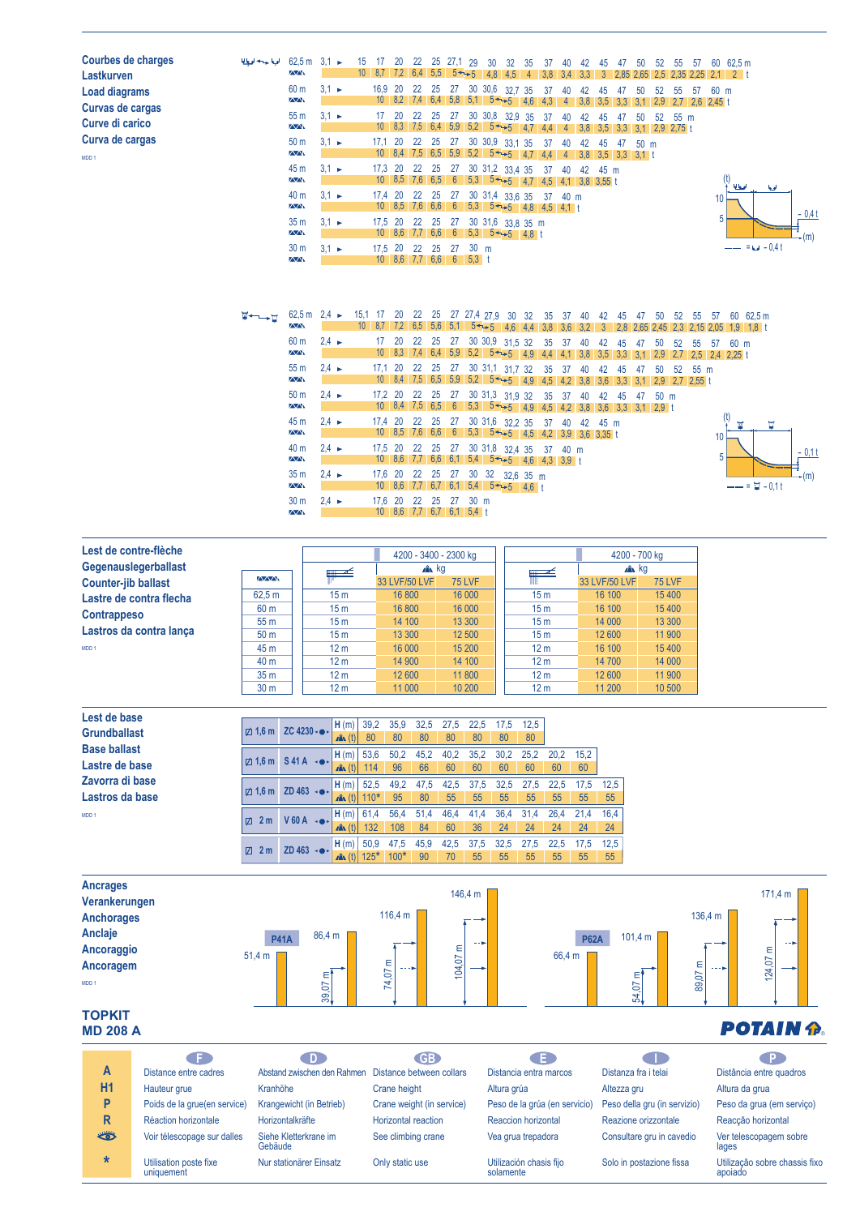## Courbes de charges
## Lastkurven
## Load diagrams
## Curvas de cargas
## Curve di carico
## Curva de cargas

MDD 1

| | m | t | | | | | | | | | | | | | | | | | | | | | |
|---|---|---|---|---|---|---|---|---|---|---|---|---|---|---|---|---|---|---|---|---|---|---|---|
| 62,5 m | 3,1 ► 15 | 10 | 17: 8,7 | 20: 7,2 | 22: 6,4 | 25: 5,5 | 27,1: 5 | 29: 5 | 30: 4,8 | 32: 4,5 | 35: 4 | 37: 3,8 | 40: 3,4 | 42: 3,3 | 45: 3 | 47: 2,85 | 50: 2,65 | 52: 2,5 | 55: 2,35 | 57: 2,25 | 60: 2,1 | 62,5: 2 | t |

62,5 m — 3,1 ► 15 / 10 — 17: 8,7 — 20: 7,2 — 22: 6,4 — 25: 5,5 — 27,1: 5 — 29: 5 — 30: 4,8 — 32: 4,5 — 35: 4 — 37: 3,8 — 40: 3,4 — 42: 3,3 — 45: 3 — 47: 2,85 — 50: 2,65 — 52: 2,5 — 55: 2,35 — 57: 2,25 — 60: 2,1 — 62,5 m: 2 t

60 m — 3,1 ► 16,9 / 10 — 20: 8,2 — 22: 7,4 — 25: 6,4 — 27: 5,8 — 30: 5,1 — 30,6: 5 — 32,7: 5 — 35: 4,6 — 37: 4,3 — 40: 4 — 42: 3,8 — 45: 3,5 — 47: 3,3 — 50: 3,1 — 52: 2,9 — 55: 2,7 — 57: 2,6 — 60 m: 2,45 t

55 m — 3,1 ► 17 / 10 — 20: 8,3 — 22: 7,5 — 25: 6,4 — 27: 5,9 — 30: 5,2 — 30,8: 5 — 32,9: 5 — 35: 4,7 — 37: 4,4 — 40: 4 — 42: 3,8 — 45: 3,5 — 47: 3,3 — 50: 3,1 — 52: 2,9 — 55 m: 2,75 t

50 m — 3,1 ► 17,1 / 10 — 20: 8,4 — 22: 7,5 — 25: 6,5 — 27: 5,9 — 30: 5,2 — 30,9: 5 — 33,1: 5 — 35: 4,7 — 37: 4,4 — 40: 4 — 42: 3,8 — 45: 3,5 — 47: 3,3 — 50 m: 3,1 t

45 m — 3,1 ► 17,3 / 10 — 20: 8,5 — 22: 7,6 — 25: 6,5 — 27: 6 — 30: 5,3 — 31,2: 5 — 33,4: 5 — 35: 4,7 — 37: 4,5 — 40: 4,1 — 42: 3,8 — 45 m: 3,55 t

40 m — 3,1 ► 17,4 / 10 — 20: 8,5 — 22: 7,6 — 25: 6,6 — 27: 6 — 30: 5,3 — 31,4: 5 — 33,6: 5 — 35: 4,8 — 37: 4,5 — 40 m: 4,1 t

35 m — 3,1 ► 17,5 / 10 — 20: 8,6 — 22: 7,7 — 25: 6,6 — 27: 6 — 30: 5,3 — 31,6: 5 — 33,8: 5 — 35 m: 4,8 t

30 m — 3,1 ► 17,5 / 10 — 20: 8,6 — 22: 7,7 — 25: 6,6 — 27: 6 — 30 m: 5,3 t

(t) 10 5 — 0,4 t — (m) — = – 0,4 t

62,5 m — 2,4 ► 15,1 / 10 — 17: 8,7 — 20: 7,2 — 22: 6,5 — 25: 5,6 — 27: 5,1 — 27,4: 5 — 27,9: 5 — 30: 4,6 — 32: 4,4 — 35: 3,8 — 37: 3,6 — 40: 3,2 — 42: 3 — 45: 2,8 — 47: 2,65 — 50: 2,45 — 52: 2,3 — 55: 2,15 — 57: 2,05 — 60: 1,9 — 62,5 m: 1,8 t

60 m — 2,4 ► 17 / 10 — 20: 8,3 — 22: 7,4 — 25: 6,4 — 27: 5,9 — 30: 5,2 — 30,9: 5 — 31,5: 5 — 32: 4,9 — 35: 4,4 — 37: 4,1 — 40: 3,8 — 42: 3,5 — 45: 3,3 — 47: 3,1 — 50: 2,9 — 52: 2,7 — 55: 2,5 — 57: 2,4 — 60 m: 2,25 t

55 m — 2,4 ► 17,1 / 10 — 20: 8,4 — 22: 7,5 — 25: 6,5 — 27: 5,9 — 30: 5,2 — 31,1: 5 — 31,7: 5 — 32: 4,9 — 35: 4,5 — 37: 4,2 — 40: 3,8 — 42: 3,6 — 45: 3,3 — 47: 3,1 — 50: 2,9 — 52: 2,7 — 55 m: 2,55 t

50 m — 2,4 ► 17,2 / 10 — 20: 8,4 — 22: 7,5 — 25: 6,5 — 27: 6 — 30: 5,3 — 31,3: 5 — 31,9: 5 — 32: 4,9 — 35: 4,5 — 37: 4,2 — 40: 3,8 — 42: 3,6 — 45: 3,3 — 47: 3,1 — 50 m: 2,9 t

45 m — 2,4 ► 17,4 / 10 — 20: 8,5 — 22: 7,6 — 25: 6,6 — 27: 6 — 30: 5,3 — 31,6: 5 — 32,2: 5 — 35: 4,5 — 37: 4,2 — 40: 3,9 — 42: 3,6 — 45 m: 3,35 t

40 m — 2,4 ► 17,5 / 10 — 20: 8,6 — 22: 7,7 — 25: 6,6 — 27: 6,1 — 30: 5,4 — 31,8: 5 — 32,4: 5 — 35: 4,6 — 37: 4,3 — 40 m: 3,9 t

35 m — 2,4 ► 17,6 / 10 — 20: 8,6 — 22: 7,7 — 25: 6,7 — 27: 6,1 — 30: 5,4 — 32: 5 — 32,6: 5 — 35 m: 4,6 t

30 m — 2,4 ► 17,6 / 10 — 20: 8,6 — 22: 7,7 — 25: 6,7 — 27: 6,1 — 30 m: 5,4 t

(t) 10 5 — 0,1 t — (m) — = – 0,1 t

## Lest de contre-flèche
## Gegenauslegerballast
## Counter-jib ballast
## Lastre de contra flecha
## Contrappeso
## Lastros da contra lança

MDD 1

| | 4200 - 3400 - 2300 kg | | | 4200 - 700 kg | | |
|---|---|---|---|---|---|---|
| | | kg | | | kg | |
| | | 33 LVF/50 LVF | 75 LVF | | 33 LVF/50 LVF | 75 LVF |
| 62,5 m | 15 m | 16 800 | 16 000 | 15 m | 16 100 | 15 400 |
| 60 m | 15 m | 16 800 | 16 000 | 15 m | 16 100 | 15 400 |
| 55 m | 15 m | 14 100 | 13 300 | 15 m | 14 000 | 13 300 |
| 50 m | 15 m | 13 300 | 12 500 | 15 m | 12 600 | 11 900 |
| 45 m | 12 m | 16 000 | 15 200 | 12 m | 16 100 | 15 400 |
| 40 m | 12 m | 14 900 | 14 100 | 12 m | 14 700 | 14 000 |
| 35 m | 12 m | 12 600 | 11 800 | 12 m | 12 600 | 11 900 |
| 30 m | 12 m | 11 000 | 10 200 | 12 m | 11 200 | 10 500 |

## Lest de base
## Grundballast
## Base ballast
## Lastre de base
## Zavorra di base
## Lastros da base

MDD 1

| | | | | | | | | | | | | |
|---|---|---|---|---|---|---|---|---|---|---|---|---|
| 1,6 m | ZC 4230 | H (m) | 39,2 | 35,9 | 32,5 | 27,5 | 22,5 | 17,5 | 12,5 | | | |
| | | (t) | 80 | 80 | 80 | 80 | 80 | 80 | 80 | | | |
| 1,6 m | S 41 A | H (m) | 53,6 | 50,2 | 45,2 | 40,2 | 35,2 | 30,2 | 25,2 | 20,2 | 15,2 | |
| | | (t) | 114 | 96 | 66 | 60 | 60 | 60 | 60 | 60 | 60 | |
| 1,6 m | ZD 463 | H (m) | 52,5 | 49,2 | 47,5 | 42,5 | 37,5 | 32,5 | 27,5 | 22,5 | 17,5 | 12,5 |
| | | (t) | 110* | 95 | 80 | 55 | 55 | 55 | 55 | 55 | 55 | 55 |
| 2 m | V 60 A | H (m) | 61,4 | 56,4 | 51,4 | 46,4 | 41,4 | 36,4 | 31,4 | 26,4 | 21,4 | 16,4 |
| | | (t) | 132 | 108 | 84 | 60 | 36 | 24 | 24 | 24 | 24 | 24 |
| 2 m | ZD 463 | H (m) | 50,9 | 47,5 | 45,9 | 42,5 | 37,5 | 32,5 | 27,5 | 22,5 | 17,5 | 12,5 |
| | | (t) | 125* | 100* | 90 | 70 | 55 | 55 | 55 | 55 | 55 | 55 |

## Ancrages
## Verankerungen
## Anchorages
## Anclaje
## Ancoraggio
## Ancoragem

MDD 1

P41A: 51,4 m — 86,4 m — 39,07 m — 116,4 m — 74,07 m — 146,4 m — 104,07 m

P62A: 66,4 m — 101,4 m — 54,07 m — 136,4 m — 89,07 m — 171,4 m — 124,07 m

# TOPKIT
# MD 208 A

POTAIN

| | F | D | GB | E | I | P |
|---|---|---|---|---|---|---|
| A | Distance entre cadres | Abstand zwischen den Rahmen | Distance between collars | Distancia entre marcos | Distanza fra i telai | Distância entre quadros |
| H1 | Hauteur grue | Kranhöhe | Crane height | Altura grúa | Altezza gru | Altura da grua |
| P | Poids de la grue(en service) | Krangewicht (in Betrieb) | Crane weight (in service) | Peso de la grúa (en servicio) | Peso della gru (in servizio) | Peso da grua (em serviço) |
| R | Réaction horizontale | Horizontalkräfte | Horizontal reaction | Reaccion horizontal | Reazione orizzontale | Reacção horizontal |
| | Voir télescopage sur dalles | Siehe Kletterkrane im Gebäude | See climbing crane | Vea grua trepadora | Consultare gru in cavedio | Ver telescopagem sobre lages |
| * | Utilisation poste fixe uniquement | Nur stationärer Einsatz | Only static use | Utilización chasis fijo solamente | Solo in postazione fissa | Utilização sobre chassis fixo apoiado |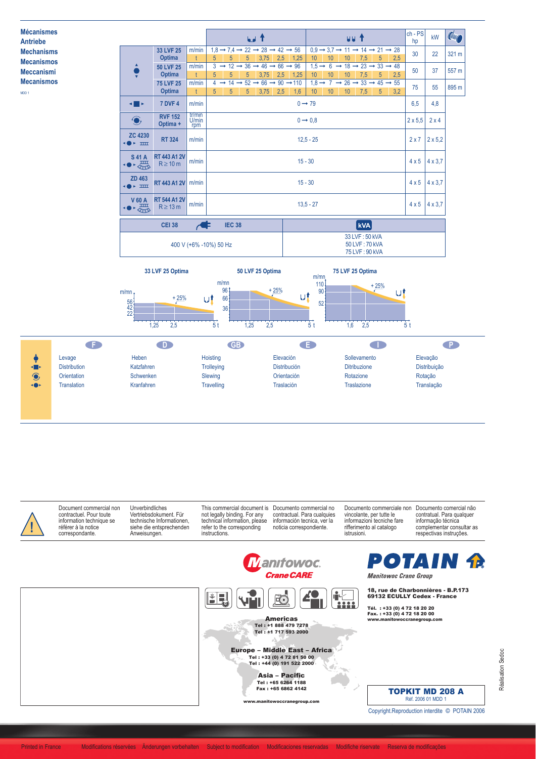**Mécanismes**
**Antriebe**
**Mechanisms**
**Mecanismos**
**Meccanismi**
**Mecanismos**

MDD 1

| | | | ↑ (2 brins) | ↑ (4 brins) | ch - PS hp | kW | |
|---|---|---|---|---|---|---|---|
| ↕ | 33 LVF 25 Optima | m/min | 1,8 → 7,4 → 22 → 28 → 42 → 56 | 0,9 → 3,7 → 11 → 14 → 21 → 28 | 30 | 22 | 321 m |
| | | t | 5 5 5 3,75 2,5 1,25 | 10 10 10 7,5 5 2,5 | | | |
| | 50 LVF 25 Optima | m/min | 3 → 12 → 36 → 46 → 66 → 96 | 1,5 → 6 → 18 → 23 → 33 → 48 | 50 | 37 | 557 m |
| | | t | 5 5 5 3,75 2,5 1,25 | 10 10 10 7,5 5 2,5 | | | |
| | 75 LVF 25 Optima | m/min | 4 → 14 → 52 → 66 → 90 → 110 | 1,8 → 7 → 26 → 33 → 45 → 55 | 75 | 55 | 895 m |
| | | t | 5 5 5 3,75 2,5 1,6 | 10 10 10 7,5 5 3,2 | | | |
| ◄■► | 7 DVF 4 | m/min | 0 → 79 | | 6,5 | 4,8 | |
| ◉ | RVF 152 Optima + | tr/min U/min rpm | 0 → 0,8 | | 2 x 5,5 | 2 x 4 | |
| ZC 4230 | RT 324 | m/min | 12,5 - 25 | | 2 x 7 | 2 x 5,2 | |
| S 41 A | RT 443 A1 2V R ≥ 10 m | m/min | 15 - 30 | | 4 x 5 | 4 x 3,7 | |
| ZD 463 | RT 443 A1 2V | m/min | 15 - 30 | | 4 x 5 | 4 x 3,7 | |
| V 60 A | RT 544 A1 2V R ≥ 13 m | m/min | 13,5 - 27 | | 4 x 5 | 4 x 3,7 | |

| CEI 38 — IEC 38 | kVA |
|---|---|
| 400 V (+6% -10%) 50 Hz | 33 LVF : 50 kVA<br>50 LVF : 70 kVA<br>75 LVF : 90 kVA |

33 LVF 25 Optima
m/mn
56
42
22
+ 25%
1,25
2,5
5 t

50 LVF 25 Optima
m/mn
96
66
36
+ 25%
1,25
2,5
5 t

75 LVF 25 Optima
m/mn
110
90
52
+ 25%
1,6
2,5
5 t

| | F | D | GB | E | I | P |
|---|---|---|---|---|---|---|
| ↕ | Levage | Heben | Hoisting | Elevación | Sollevamento | Elevação |
| ◄■► | Distribution | Katzfahren | Trolleying | Distribución | Ditribuzione | Distribuição |
| ◉ | Orientation | Schwenken | Slewing | Orientación | Rotazione | Rotação |
| ◄●► | Translation | Kranfahren | Travelling | Traslación | Traslazione | Translação |

Document commercial non contractuel. Pour toute information technique se référer à la notice correspondante.

Unverbindliches Vertriebsdokument. Für technische Informationen, siehe die entsprechenden Anweisungen.

This commercial document is not legally binding. For any technical information, please refer to the corresponding instructions.

Documento commercial no contractual. Para cualquies información tecnica, ver la noticia correspondiente.

Documento commerciale non vincolante, per tutte le informazioni tecniche fare rifferimento al catalogo istrusioni.

Documento comercial não contratual. Para qualquer informação técnica complementar consultar as respectivas instruções.

**Manitowoc Crane CARE**

**Americas**
Tel : +1 888 479 7278
Tel : +1 717 593 2000

**Europe – Middle East – Africa**
Tel : +33 (0) 4 72 81 50 00
Tel : +44 (0) 191 522 2000

**Asia – Pacific**
Tel : +65 6264 1188
Fax : +65 6862 4142

www.manitowoccranegroup.com

**POTAIN**
*Manitowoc Crane Group*

18, rue de Charbonnières - B.P.173
69132 ECULLY Cedex - France

Tél. : +33 (0) 4 72 18 20 20
Fax. : +33 (0) 4 72 18 20 00
www.manitowoccranegroup.com

**TOPKIT MD 208 A**
Réf. 2006 01 MDD 1

Copyright.Reproduction interdite © POTAIN 2006

Réalisation Sedoc

Printed in France — Modifications réservées — Änderungen vorbehalten — Subject to modification — Modificaciones reservadas — Modifiche riservate — Reserva de modificações